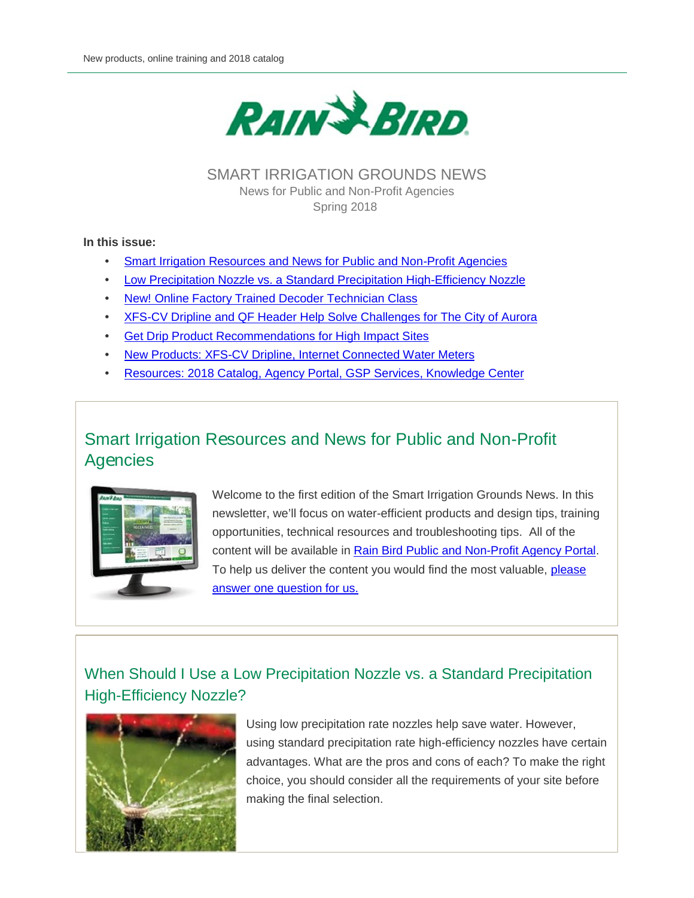New products, online training and 2018 catalog

RAIN BIRD

# SMART IRRIGATION GROUNDS NEWS

News for Public and Non-Profit Agencies

Spring 2018

**In this issue:**

- Smart Irrigation Resources and News for Public and Non-Profit Agencies
- Low Precipitation Nozzle vs. a Standard Precipitation High-Efficiency Nozzle
- New! Online Factory Trained Decoder Technician Class
- XFS-CV Dripline and QF Header Help Solve Challenges for The City of Aurora
- Get Drip Product Recommendations for High Impact Sites
- New Products: XFS-CV Dripline, Internet Connected Water Meters
- Resources: 2018 Catalog, Agency Portal, GSP Services, Knowledge Center

## Smart Irrigation Resources and News for Public and Non-Profit Agencies

Welcome to the first edition of the Smart Irrigation Grounds News. In this newsletter, we'll focus on water-efficient products and design tips, training opportunities, technical resources and troubleshooting tips. All of the content will be available in Rain Bird Public and Non-Profit Agency Portal. To help us deliver the content you would find the most valuable, please answer one question for us.

## When Should I Use a Low Precipitation Nozzle vs. a Standard Precipitation High-Efficiency Nozzle?

Using low precipitation rate nozzles help save water. However, using standard precipitation rate high-efficiency nozzles have certain advantages. What are the pros and cons of each? To make the right choice, you should consider all the requirements of your site before making the final selection.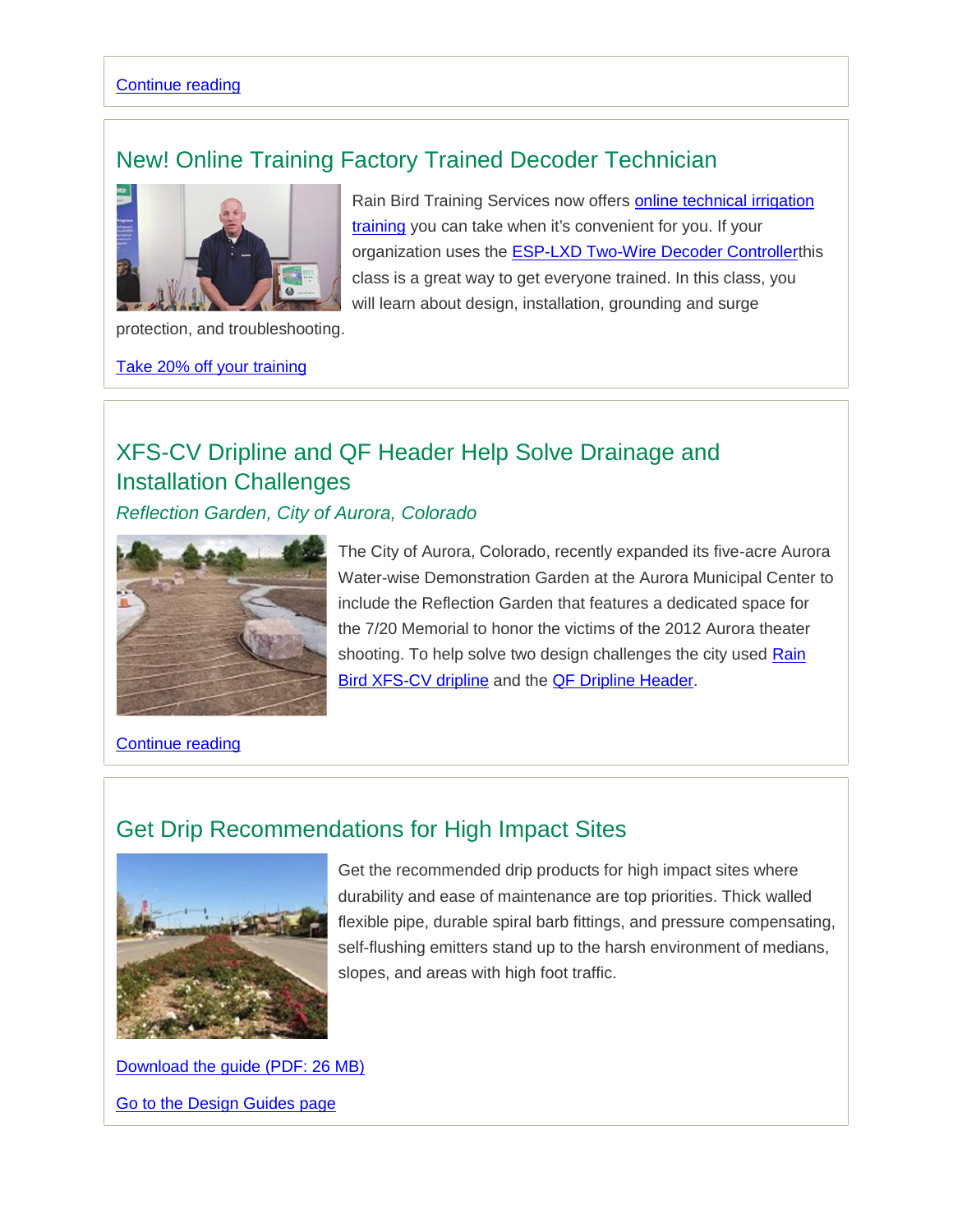Continue reading

## New! Online Training Factory Trained Decoder Technician

Rain Bird Training Services now offers online technical irrigation training you can take when it's convenient for you. If your organization uses the ESP-LXD Two-Wire Decoder Controllerthis class is a great way to get everyone trained. In this class, you will learn about design, installation, grounding and surge protection, and troubleshooting.

Take 20% off your training

## XFS-CV Dripline and QF Header Help Solve Drainage and Installation Challenges

*Reflection Garden, City of Aurora, Colorado*

The City of Aurora, Colorado, recently expanded its five-acre Aurora Water-wise Demonstration Garden at the Aurora Municipal Center to include the Reflection Garden that features a dedicated space for the 7/20 Memorial to honor the victims of the 2012 Aurora theater shooting. To help solve two design challenges the city used Rain Bird XFS-CV dripline and the QF Dripline Header.

Continue reading

## Get Drip Recommendations for High Impact Sites

Get the recommended drip products for high impact sites where durability and ease of maintenance are top priorities. Thick walled flexible pipe, durable spiral barb fittings, and pressure compensating, self-flushing emitters stand up to the harsh environment of medians, slopes, and areas with high foot traffic.

Download the guide (PDF: 26 MB)

Go to the Design Guides page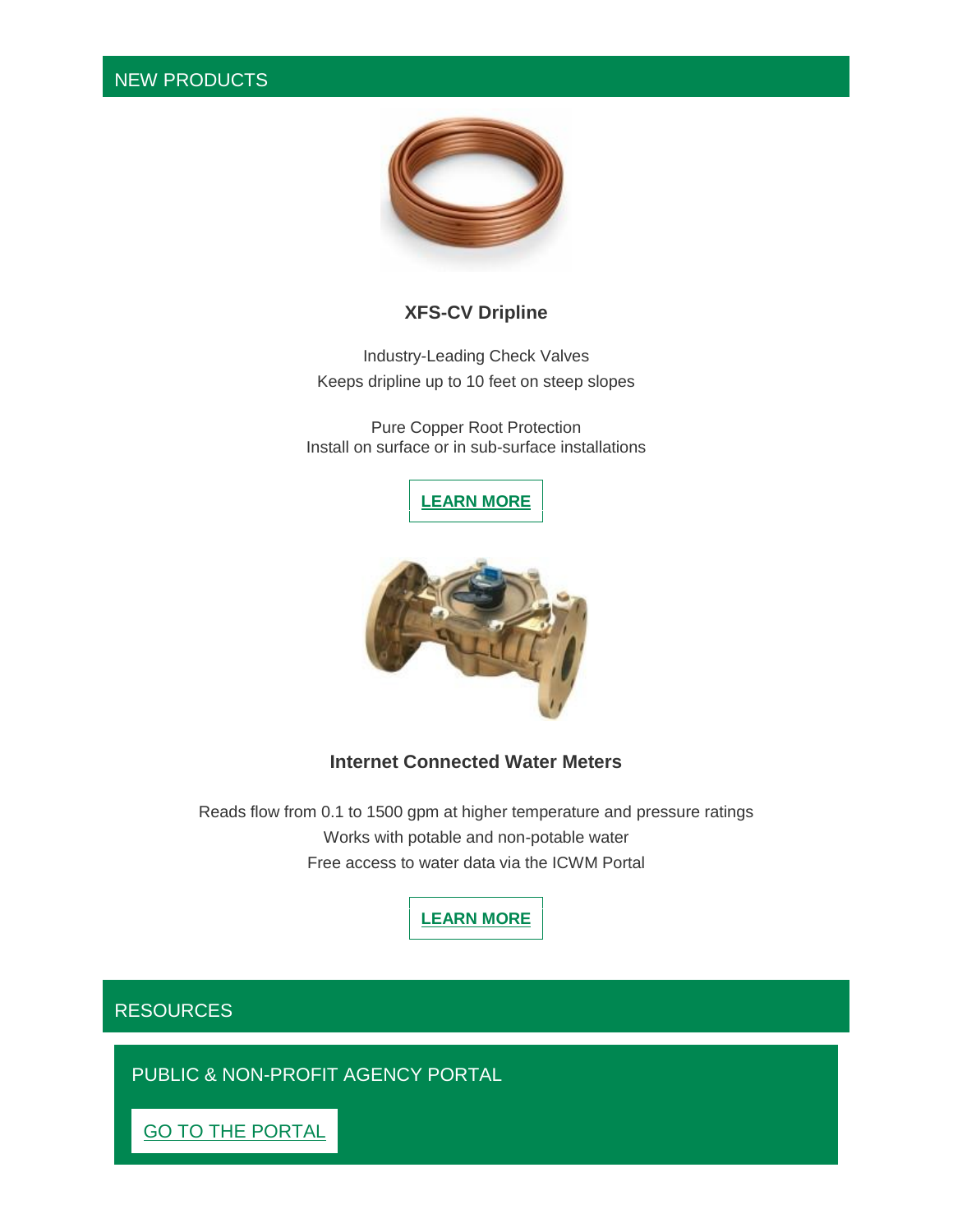## NEW PRODUCTS

### XFS-CV Dripline

Industry-Leading Check Valves
Keeps dripline up to 10 feet on steep slopes

Pure Copper Root Protection
Install on surface or in sub-surface installations

**LEARN MORE**

### Internet Connected Water Meters

Reads flow from 0.1 to 1500 gpm at higher temperature and pressure ratings
Works with potable and non-potable water
Free access to water data via the ICWM Portal

**LEARN MORE**

## RESOURCES

### PUBLIC & NON-PROFIT AGENCY PORTAL

GO TO THE PORTAL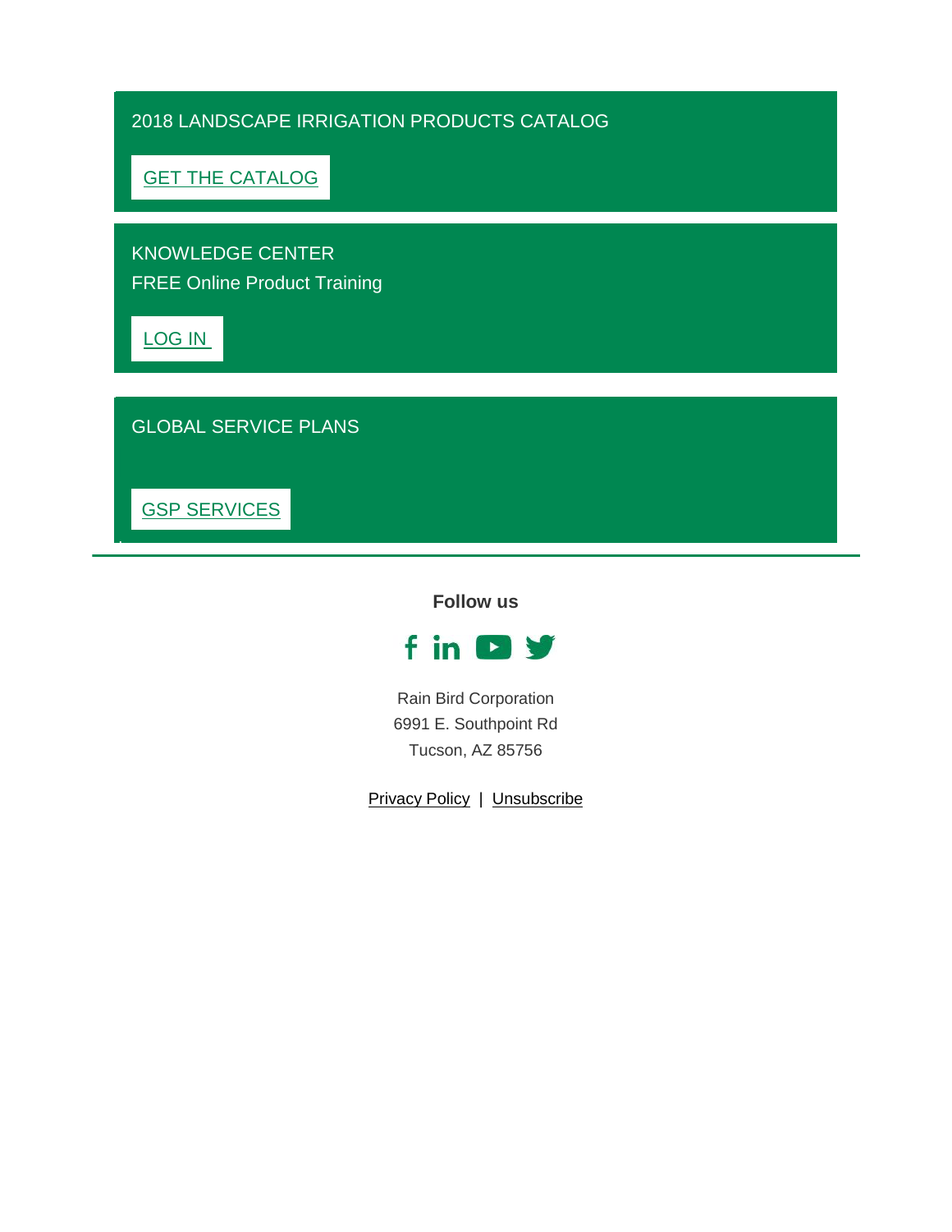2018 LANDSCAPE IRRIGATION PRODUCTS CATALOG

GET THE CATALOG

KNOWLEDGE CENTER
FREE Online Product Training

LOG IN

GLOBAL SERVICE PLANS

GSP SERVICES

---

**Follow us**

Rain Bird Corporation
6991 E. Southpoint Rd
Tucson, AZ 85756

Privacy Policy | Unsubscribe